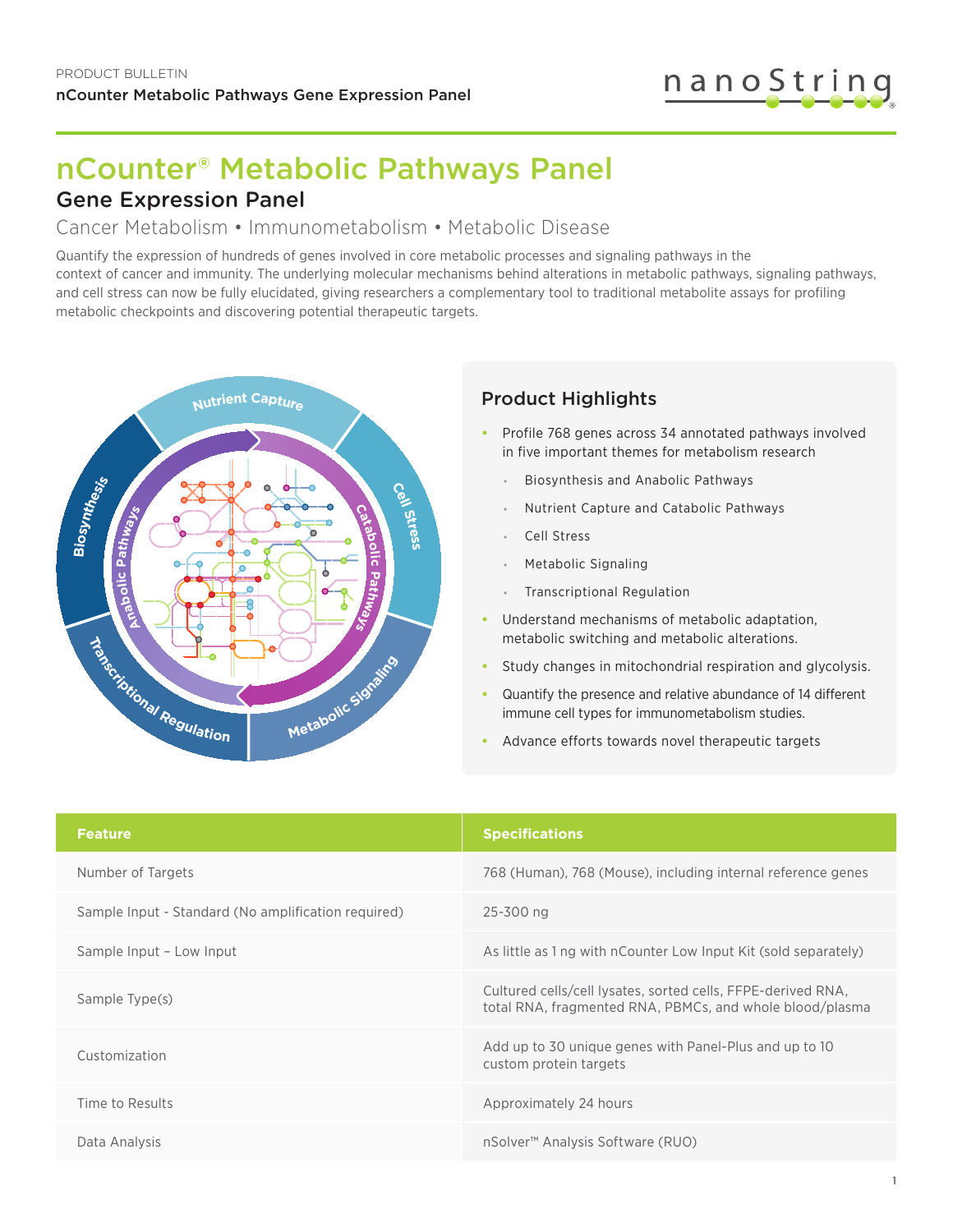# nCounter® Metabolic Pathways Panel

## Gene Expression Panel

### Cancer Metabolism • Immunometabolism • Metabolic Disease

Quantify the expression of hundreds of genes involved in core metabolic processes and signaling pathways in the context of cancer and immunity. The underlying molecular mechanisms behind alterations in metabolic pathways, signaling pathways, and cell stress can now be fully elucidated, giving researchers a complementary tool to traditional metabolite assays for profiling metabolic checkpoints and discovering potential therapeutic targets.

### Product Highlights

- Profile 768 genes across 34 annotated pathways involved in five important themes for metabolism research
  - Biosynthesis and Anabolic Pathways
  - Nutrient Capture and Catabolic Pathways
  - Cell Stress
  - Metabolic Signaling
  - Transcriptional Regulation
- Understand mechanisms of metabolic adaptation, metabolic switching and metabolic alterations.
- Study changes in mitochondrial respiration and glycolysis.
- Quantify the presence and relative abundance of 14 different immune cell types for immunometabolism studies.
- Advance efforts towards novel therapeutic targets

| Feature | Specifications |
|---|---|
| Number of Targets | 768 (Human), 768 (Mouse), including internal reference genes |
| Sample Input - Standard (No amplification required) | 25-300 ng |
| Sample Input – Low Input | As little as 1 ng with nCounter Low Input Kit (sold separately) |
| Sample Type(s) | Cultured cells/cell lysates, sorted cells, FFPE-derived RNA, total RNA, fragmented RNA, PBMCs, and whole blood/plasma |
| Customization | Add up to 30 unique genes with Panel-Plus and up to 10 custom protein targets |
| Time to Results | Approximately 24 hours |
| Data Analysis | nSolver™ Analysis Software (RUO) |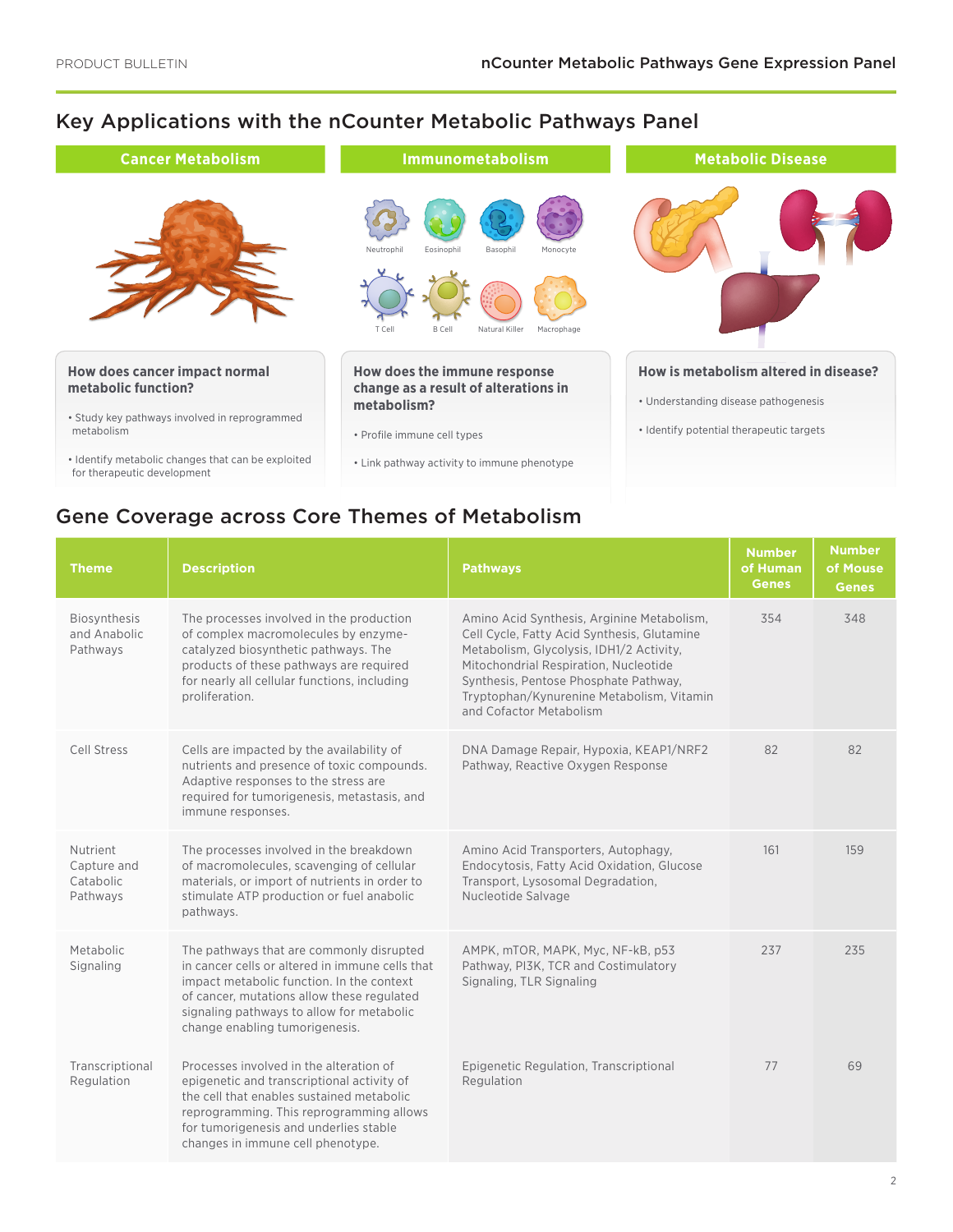## Key Applications with the nCounter Metabolic Pathways Panel

### Cancer Metabolism

**How does cancer impact normal metabolic function?**

- Study key pathways involved in reprogrammed metabolism
- Identify metabolic changes that can be exploited for therapeutic development

### Immunometabolism

Neutrophil, Eosinophil, Basophil, Monocyte, T Cell, B Cell, Natural Killer, Macrophage

**How does the immune response change as a result of alterations in metabolism?**

- Profile immune cell types
- Link pathway activity to immune phenotype

### Metabolic Disease

**How is metabolism altered in disease?**

- Understanding disease pathogenesis
- Identify potential therapeutic targets

## Gene Coverage across Core Themes of Metabolism

| Theme | Description | Pathways | Number of Human Genes | Number of Mouse Genes |
|---|---|---|---|---|
| Biosynthesis and Anabolic Pathways | The processes involved in the production of complex macromolecules by enzyme-catalyzed biosynthetic pathways. The products of these pathways are required for nearly all cellular functions, including proliferation. | Amino Acid Synthesis, Arginine Metabolism, Cell Cycle, Fatty Acid Synthesis, Glutamine Metabolism, Glycolysis, IDH1/2 Activity, Mitochondrial Respiration, Nucleotide Synthesis, Pentose Phosphate Pathway, Tryptophan/Kynurenine Metabolism, Vitamin and Cofactor Metabolism | 354 | 348 |
| Cell Stress | Cells are impacted by the availability of nutrients and presence of toxic compounds. Adaptive responses to the stress are required for tumorigenesis, metastasis, and immune responses. | DNA Damage Repair, Hypoxia, KEAP1/NRF2 Pathway, Reactive Oxygen Response | 82 | 82 |
| Nutrient Capture and Catabolic Pathways | The processes involved in the breakdown of macromolecules, scavenging of cellular materials, or import of nutrients in order to stimulate ATP production or fuel anabolic pathways. | Amino Acid Transporters, Autophagy, Endocytosis, Fatty Acid Oxidation, Glucose Transport, Lysosomal Degradation, Nucleotide Salvage | 161 | 159 |
| Metabolic Signaling | The pathways that are commonly disrupted in cancer cells or altered in immune cells that impact metabolic function. In the context of cancer, mutations allow these regulated signaling pathways to allow for metabolic change enabling tumorigenesis. | AMPK, mTOR, MAPK, Myc, NF-kB, p53 Pathway, PI3K, TCR and Costimulatory Signaling, TLR Signaling | 237 | 235 |
| Transcriptional Regulation | Processes involved in the alteration of epigenetic and transcriptional activity of the cell that enables sustained metabolic reprogramming. This reprogramming allows for tumorigenesis and underlies stable changes in immune cell phenotype. | Epigenetic Regulation, Transcriptional Regulation | 77 | 69 |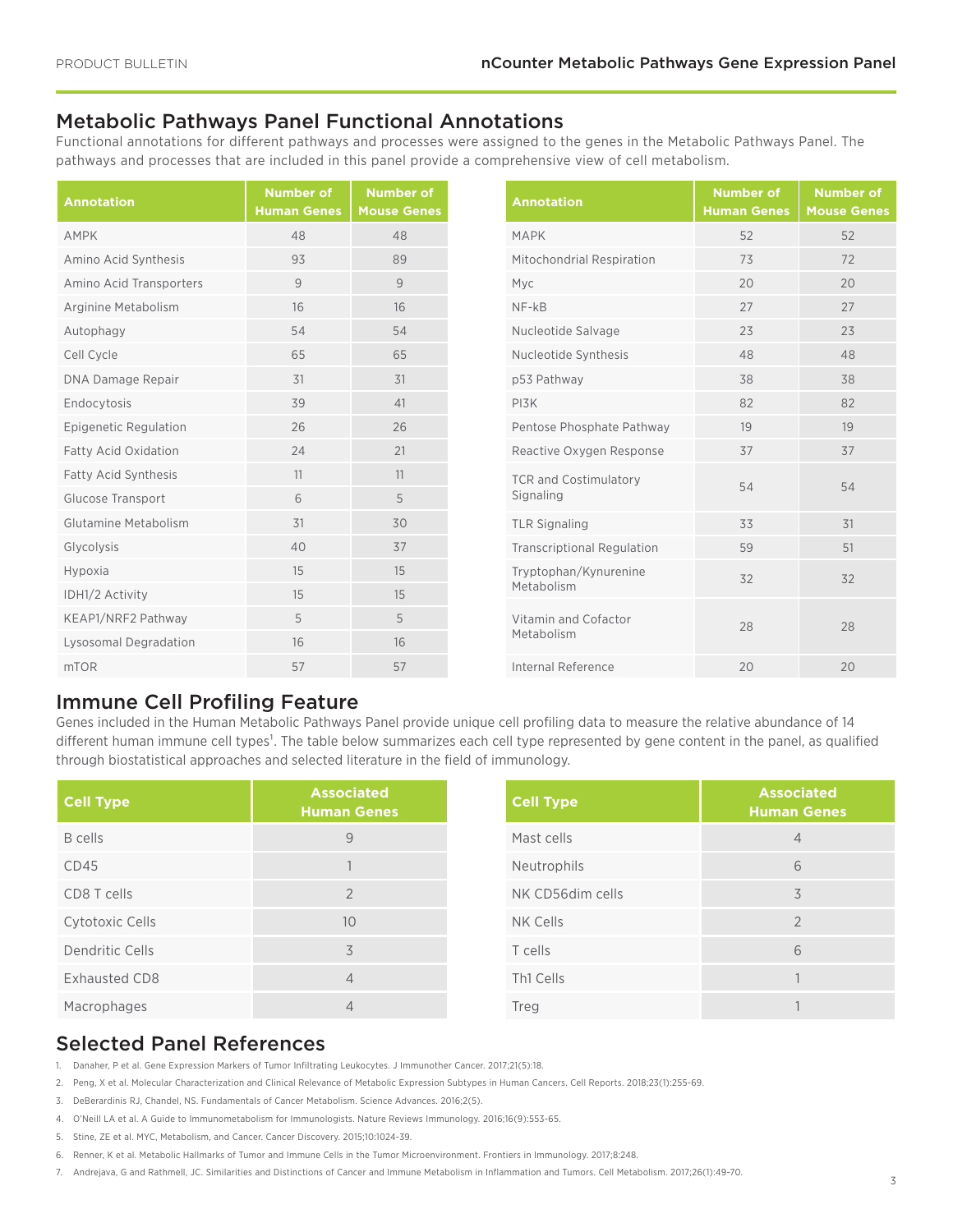## Metabolic Pathways Panel Functional Annotations

Functional annotations for different pathways and processes were assigned to the genes in the Metabolic Pathways Panel. The pathways and processes that are included in this panel provide a comprehensive view of cell metabolism.

| Annotation | Number of Human Genes | Number of Mouse Genes |
|---|---|---|
| AMPK | 48 | 48 |
| Amino Acid Synthesis | 93 | 89 |
| Amino Acid Transporters | 9 | 9 |
| Arginine Metabolism | 16 | 16 |
| Autophagy | 54 | 54 |
| Cell Cycle | 65 | 65 |
| DNA Damage Repair | 31 | 31 |
| Endocytosis | 39 | 41 |
| Epigenetic Regulation | 26 | 26 |
| Fatty Acid Oxidation | 24 | 21 |
| Fatty Acid Synthesis | 11 | 11 |
| Glucose Transport | 6 | 5 |
| Glutamine Metabolism | 31 | 30 |
| Glycolysis | 40 | 37 |
| Hypoxia | 15 | 15 |
| IDH1/2 Activity | 15 | 15 |
| KEAP1/NRF2 Pathway | 5 | 5 |
| Lysosomal Degradation | 16 | 16 |
| mTOR | 57 | 57 |
| MAPK | 52 | 52 |
| Mitochondrial Respiration | 73 | 72 |
| Myc | 20 | 20 |
| NF-kB | 27 | 27 |
| Nucleotide Salvage | 23 | 23 |
| Nucleotide Synthesis | 48 | 48 |
| p53 Pathway | 38 | 38 |
| PI3K | 82 | 82 |
| Pentose Phosphate Pathway | 19 | 19 |
| Reactive Oxygen Response | 37 | 37 |
| TCR and Costimulatory Signaling | 54 | 54 |
| TLR Signaling | 33 | 31 |
| Transcriptional Regulation | 59 | 51 |
| Tryptophan/Kynurenine Metabolism | 32 | 32 |
| Vitamin and Cofactor Metabolism | 28 | 28 |
| Internal Reference | 20 | 20 |

## Immune Cell Profiling Feature

Genes included in the Human Metabolic Pathways Panel provide unique cell profiling data to measure the relative abundance of 14 different human immune cell types[1]. The table below summarizes each cell type represented by gene content in the panel, as qualified through biostatistical approaches and selected literature in the field of immunology.

| Cell Type | Associated Human Genes |
|---|---|
| B cells | 9 |
| CD45 | 1 |
| CD8 T cells | 2 |
| Cytotoxic Cells | 10 |
| Dendritic Cells | 3 |
| Exhausted CD8 | 4 |
| Macrophages | 4 |
| Mast cells | 4 |
| Neutrophils | 6 |
| NK CD56dim cells | 3 |
| NK Cells | 2 |
| T cells | 6 |
| Th1 Cells | 1 |
| Treg | 1 |

## Selected Panel References

1. Danaher, P et al. Gene Expression Markers of Tumor Infiltrating Leukocytes. J Immunother Cancer. 2017;21(5):18.
2. Peng, X et al. Molecular Characterization and Clinical Relevance of Metabolic Expression Subtypes in Human Cancers. Cell Reports. 2018;23(1):255-69.
3. DeBerardinis RJ, Chandel, NS. Fundamentals of Cancer Metabolism. Science Advances. 2016;2(5).
4. O'Neill LA et al. A Guide to Immunometabolism for Immunologists. Nature Reviews Immunology. 2016;16(9):553-65.
5. Stine, ZE et al. MYC, Metabolism, and Cancer. Cancer Discovery. 2015;10:1024-39.
6. Renner, K et al. Metabolic Hallmarks of Tumor and Immune Cells in the Tumor Microenvironment. Frontiers in Immunology. 2017;8:248.
7. Andrejava, G and Rathmell, JC. Similarities and Distinctions of Cancer and Immune Metabolism in Inflammation and Tumors. Cell Metabolism. 2017;26(1):49-70.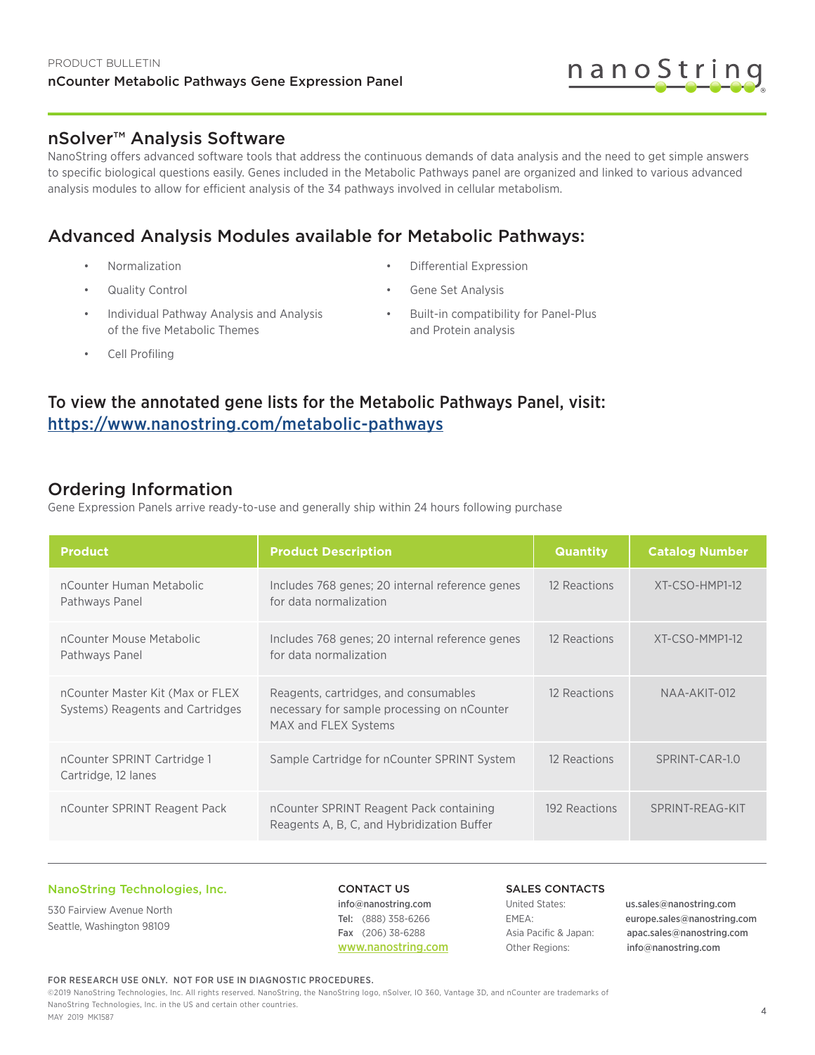## nSolver™ Analysis Software

NanoString offers advanced software tools that address the continuous demands of data analysis and the need to get simple answers to specific biological questions easily. Genes included in the Metabolic Pathways panel are organized and linked to various advanced analysis modules to allow for efficient analysis of the 34 pathways involved in cellular metabolism.

## Advanced Analysis Modules available for Metabolic Pathways:

- Normalization
- Quality Control
- Individual Pathway Analysis and Analysis of the five Metabolic Themes
- Cell Profiling
- Differential Expression
- Gene Set Analysis
- Built-in compatibility for Panel-Plus and Protein analysis

### To view the annotated gene lists for the Metabolic Pathways Panel, visit: https://www.nanostring.com/metabolic-pathways

## Ordering Information

Gene Expression Panels arrive ready-to-use and generally ship within 24 hours following purchase

| Product | Product Description | Quantity | Catalog Number |
|---|---|---|---|
| nCounter Human Metabolic Pathways Panel | Includes 768 genes; 20 internal reference genes for data normalization | 12 Reactions | XT-CSO-HMP1-12 |
| nCounter Mouse Metabolic Pathways Panel | Includes 768 genes; 20 internal reference genes for data normalization | 12 Reactions | XT-CSO-MMP1-12 |
| nCounter Master Kit (Max or FLEX Systems) Reagents and Cartridges | Reagents, cartridges, and consumables necessary for sample processing on nCounter MAX and FLEX Systems | 12 Reactions | NAA-AKIT-012 |
| nCounter SPRINT Cartridge 1 Cartridge, 12 lanes | Sample Cartridge for nCounter SPRINT System | 12 Reactions | SPRINT-CAR-1.0 |
| nCounter SPRINT Reagent Pack | nCounter SPRINT Reagent Pack containing Reagents A, B, C, and Hybridization Buffer | 192 Reactions | SPRINT-REAG-KIT |

**NanoString Technologies, Inc.**
530 Fairview Avenue North
Seattle, Washington 98109

**CONTACT US**
info@nanostring.com
**Tel:** (888) 358-6266
**Fax** (206) 38-6288
www.nanostring.com

**SALES CONTACTS**
United States: us.sales@nanostring.com
EMEA: europe.sales@nanostring.com
Asia Pacific & Japan: apac.sales@nanostring.com
Other Regions: info@nanostring.com

**FOR RESEARCH USE ONLY. NOT FOR USE IN DIAGNOSTIC PROCEDURES.**
©2019 NanoString Technologies, Inc. All rights reserved. NanoString, the NanoString logo, nSolver, IO 360, Vantage 3D, and nCounter are trademarks of NanoString Technologies, Inc. in the US and certain other countries.
MAY 2019 MK1587